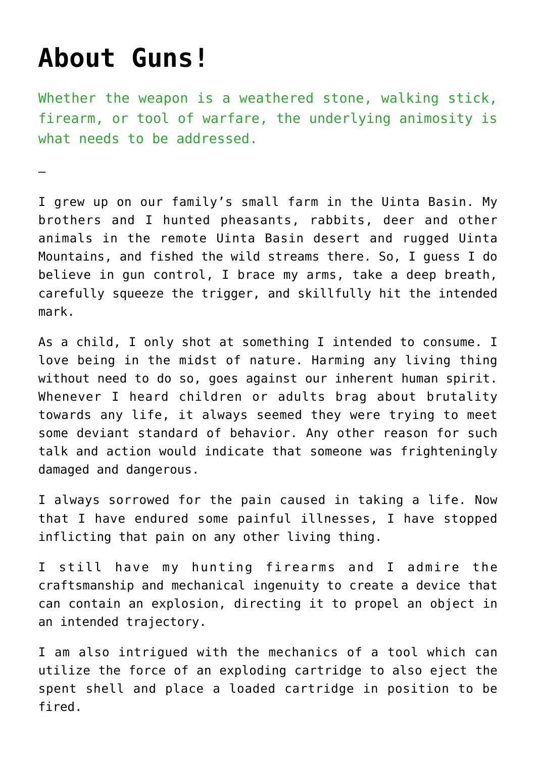# About Guns!

Whether the weapon is a weathered stone, walking stick, firearm, or tool of warfare, the underlying animosity is what needs to be addressed.

–

I grew up on our family's small farm in the Uinta Basin. My brothers and I hunted pheasants, rabbits, deer and other animals in the remote Uinta Basin desert and rugged Uinta Mountains, and fished the wild streams there. So, I guess I do believe in gun control, I brace my arms, take a deep breath, carefully squeeze the trigger, and skillfully hit the intended mark.

As a child, I only shot at something I intended to consume. I love being in the midst of nature. Harming any living thing without need to do so, goes against our inherent human spirit. Whenever I heard children or adults brag about brutality towards any life, it always seemed they were trying to meet some deviant standard of behavior. Any other reason for such talk and action would indicate that someone was frighteningly damaged and dangerous.

I always sorrowed for the pain caused in taking a life. Now that I have endured some painful illnesses, I have stopped inflicting that pain on any other living thing.

I still have my hunting firearms and I admire the craftsmanship and mechanical ingenuity to create a device that can contain an explosion, directing it to propel an object in an intended trajectory.

I am also intrigued with the mechanics of a tool which can utilize the force of an exploding cartridge to also eject the spent shell and place a loaded cartridge in position to be fired.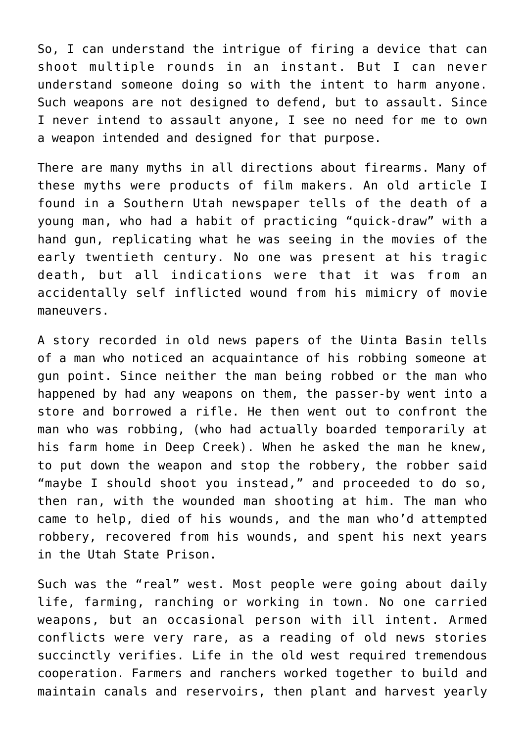So, I can understand the intrigue of firing a device that can shoot multiple rounds in an instant. But I can never understand someone doing so with the intent to harm anyone. Such weapons are not designed to defend, but to assault. Since I never intend to assault anyone, I see no need for me to own a weapon intended and designed for that purpose.

There are many myths in all directions about firearms. Many of these myths were products of film makers. An old article I found in a Southern Utah newspaper tells of the death of a young man, who had a habit of practicing "quick-draw" with a hand gun, replicating what he was seeing in the movies of the early twentieth century. No one was present at his tragic death, but all indications were that it was from an accidentally self inflicted wound from his mimicry of movie maneuvers.

A story recorded in old news papers of the Uinta Basin tells of a man who noticed an acquaintance of his robbing someone at gun point. Since neither the man being robbed or the man who happened by had any weapons on them, the passer-by went into a store and borrowed a rifle. He then went out to confront the man who was robbing, (who had actually boarded temporarily at his farm home in Deep Creek). When he asked the man he knew, to put down the weapon and stop the robbery, the robber said "maybe I should shoot you instead," and proceeded to do so, then ran, with the wounded man shooting at him. The man who came to help, died of his wounds, and the man who'd attempted robbery, recovered from his wounds, and spent his next years in the Utah State Prison.

Such was the "real" west. Most people were going about daily life, farming, ranching or working in town. No one carried weapons, but an occasional person with ill intent. Armed conflicts were very rare, as a reading of old news stories succinctly verifies. Life in the old west required tremendous cooperation. Farmers and ranchers worked together to build and maintain canals and reservoirs, then plant and harvest yearly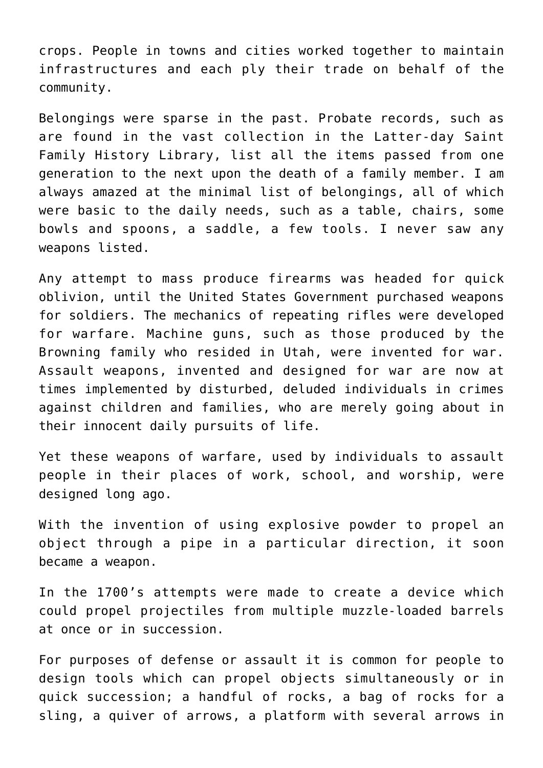crops. People in towns and cities worked together to maintain infrastructures and each ply their trade on behalf of the community.

Belongings were sparse in the past. Probate records, such as are found in the vast collection in the Latter-day Saint Family History Library, list all the items passed from one generation to the next upon the death of a family member. I am always amazed at the minimal list of belongings, all of which were basic to the daily needs, such as a table, chairs, some bowls and spoons, a saddle, a few tools. I never saw any weapons listed.

Any attempt to mass produce firearms was headed for quick oblivion, until the United States Government purchased weapons for soldiers. The mechanics of repeating rifles were developed for warfare. Machine guns, such as those produced by the Browning family who resided in Utah, were invented for war. Assault weapons, invented and designed for war are now at times implemented by disturbed, deluded individuals in crimes against children and families, who are merely going about in their innocent daily pursuits of life.

Yet these weapons of warfare, used by individuals to assault people in their places of work, school, and worship, were designed long ago.

With the invention of using explosive powder to propel an object through a pipe in a particular direction, it soon became a weapon.

In the 1700's attempts were made to create a device which could propel projectiles from multiple muzzle-loaded barrels at once or in succession.

For purposes of defense or assault it is common for people to design tools which can propel objects simultaneously or in quick succession; a handful of rocks, a bag of rocks for a sling, a quiver of arrows, a platform with several arrows in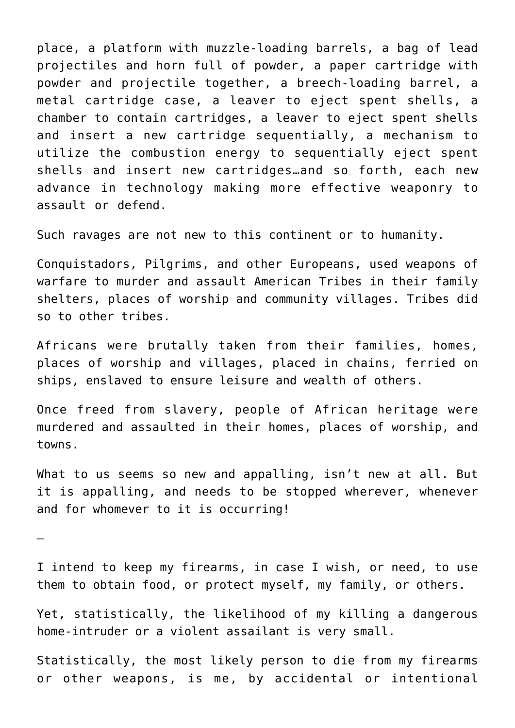place, a platform with muzzle-loading barrels, a bag of lead projectiles and horn full of powder, a paper cartridge with powder and projectile together, a breech-loading barrel, a metal cartridge case, a leaver to eject spent shells, a chamber to contain cartridges, a leaver to eject spent shells and insert a new cartridge sequentially, a mechanism to utilize the combustion energy to sequentially eject spent shells and insert new cartridges…and so forth, each new advance in technology making more effective weaponry to assault or defend.

Such ravages are not new to this continent or to humanity.

Conquistadors, Pilgrims, and other Europeans, used weapons of warfare to murder and assault American Tribes in their family shelters, places of worship and community villages. Tribes did so to other tribes.

Africans were brutally taken from their families, homes, places of worship and villages, placed in chains, ferried on ships, enslaved to ensure leisure and wealth of others.

Once freed from slavery, people of African heritage were murdered and assaulted in their homes, places of worship, and towns.

What to us seems so new and appalling, isn't new at all. But it is appalling, and needs to be stopped wherever, whenever and for whomever to it is occurring!

—

I intend to keep my firearms, in case I wish, or need, to use them to obtain food, or protect myself, my family, or others.

Yet, statistically, the likelihood of my killing a dangerous home-intruder or a violent assailant is very small.

Statistically, the most likely person to die from my firearms or other weapons, is me, by accidental or intentional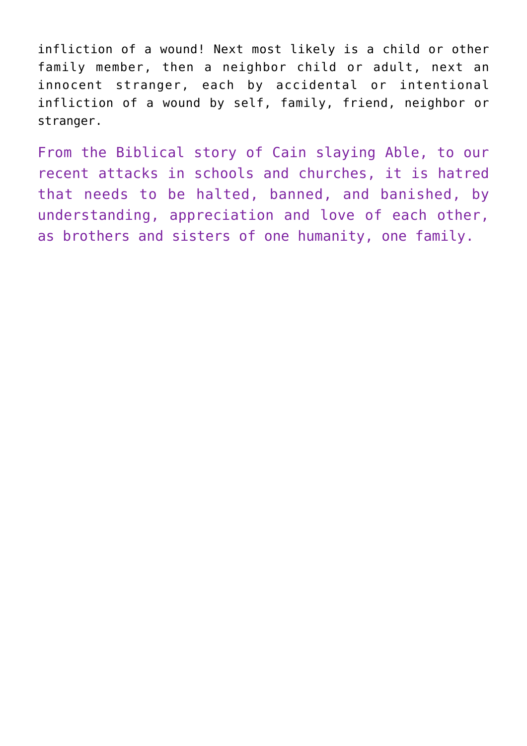infliction of a wound! Next most likely is a child or other family member, then a neighbor child or adult, next an innocent stranger, each by accidental or intentional infliction of a wound by self, family, friend, neighbor or stranger.

From the Biblical story of Cain slaying Able, to our recent attacks in schools and churches, it is hatred that needs to be halted, banned, and banished, by understanding, appreciation and love of each other, as brothers and sisters of one humanity, one family.